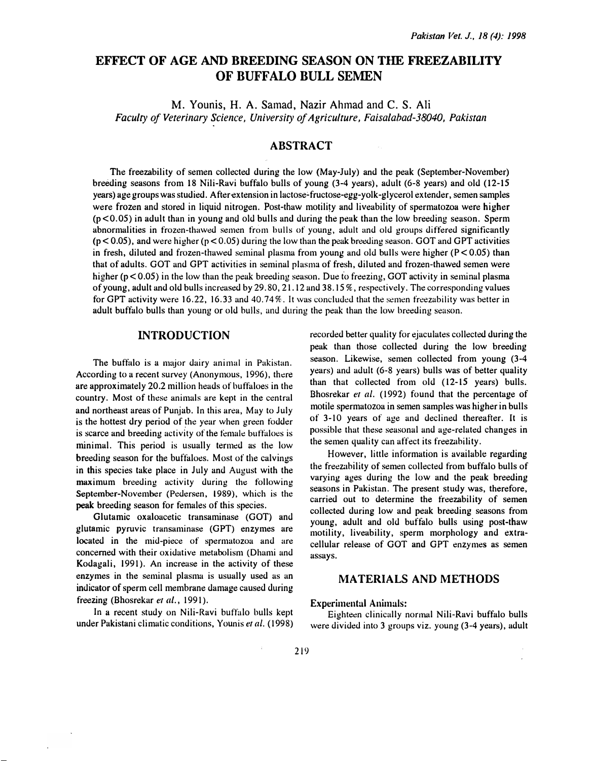# EFFECT OF AGE AND BREEDING SEASON ON THE FREEZABILITY OF BUFFALO BULL SEMEN

M. Younis, H. A. Samad, Nazir Ahmad and C. S. Ali

*Faculty of Veterinary Science, University of Agriculture, Faisalabad-38040, Pakistan*

## ABSTRACT

The freezability of semen collected during the low (May-July) and the peak (September-November) breeding seasons from 18 Nili-Ravi buffalo bulls of young (3-4 years), adult (6-8 years) and old (12-15 years) age groups was studied. After extension in lactose-fructose-egg-yolk-glycerol extender, semen samples were frozen and stored in liquid nitrogen. Post-thaw motility and liveability of spermatozoa were higher ($p<0.05$) in adult than in young and old bulls and during the peak than the low breeding season. Sperm abnormalities in frozen-thawed semen from bulls of young, adult and old groups differed significantly ($p<0.05$), and were higher ($p<0.05$) during the low than the peak breeding season. GOT and GPT activities in fresh, diluted and frozen-thawed seminal plasma from young and old bulls were higher ($P<0.05$) than that of adults. GOT and GPT activities in seminal plasma of fresh, diluted and frozen-thawed semen were higher ($p<0.05$) in the low than the peak breeding season. Due to freezing, GOT activity in seminal plasma of young, adult and old bulls increased by 29.80, 21.12 and 38.15%, respectively. The corresponding values for GPT activity were 16.22, 16.33 and 40.74%. It was concluded that the semen freezability was better in adult buffalo bulls than young or old bulls, and during the peak than the low breeding season.

## INTRODUCTION

The buffalo is a major dairy animal in Pakistan. According to a recent survey (Anonymous, 1996), there are approximately 20.2 million heads of buffaloes in the country. Most of these animals are kept in the central and northeast areas of Punjab. In this area, May to July is the hottest dry period of the year when green fodder is scarce and breeding activity of the female buffaloes is minimal. This period is usually termed as the low breeding season for the buffaloes. Most of the calvings in this species take place in July and August with the maximum breeding activity during the following September-November (Pedersen, 1989), which is the peak breeding season for females of this species.

Glutamic oxaloacetic transaminase (GOT) and glutamic pyruvic transaminase (GPT) enzymes are located in the mid-piece of spermatozoa and are concerned with their oxidative metabolism (Dhami and Kodagali, 1991). An increase in the activity of these enzymes in the seminal plasma is usually used as an indicator of sperm cell membrane damage caused during freezing (Bhosrekar *et al.*, 1991).

In a recent study on Nili-Ravi buffalo bulls kept under Pakistani climatic conditions, Younis *et al.* (1998) recorded better quality for ejaculates collected during the peak than those collected during the low breeding season. Likewise, semen collected from young (3-4 years) and adult (6-8 years) bulls was of better quality than that collected from old (12-15 years) bulls. Bhosrekar *et al.* (1992) found that the percentage of motile spermatozoa in semen samples was higher in bulls of 3-10 years of age and declined thereafter. It is possible that these seasonal and age-related changes in the semen quality can affect its freezability.

However, little information is available regarding the freezability of semen collected from buffalo bulls of varying ages during the low and the peak breeding seasons in Pakistan. The present study was, therefore, carried out to determine the freezability of semen collected during low and peak breeding seasons from young, adult and old buffalo bulls using post-thaw motility, liveability, sperm morphology and extra-cellular release of GOT and GPT enzymes as semen assays.

## MATERIALS AND METHODS

### Experimental Animals:

Eighteen clinically normal Nili-Ravi buffalo bulls were divided into 3 groups viz. young (3-4 years), adult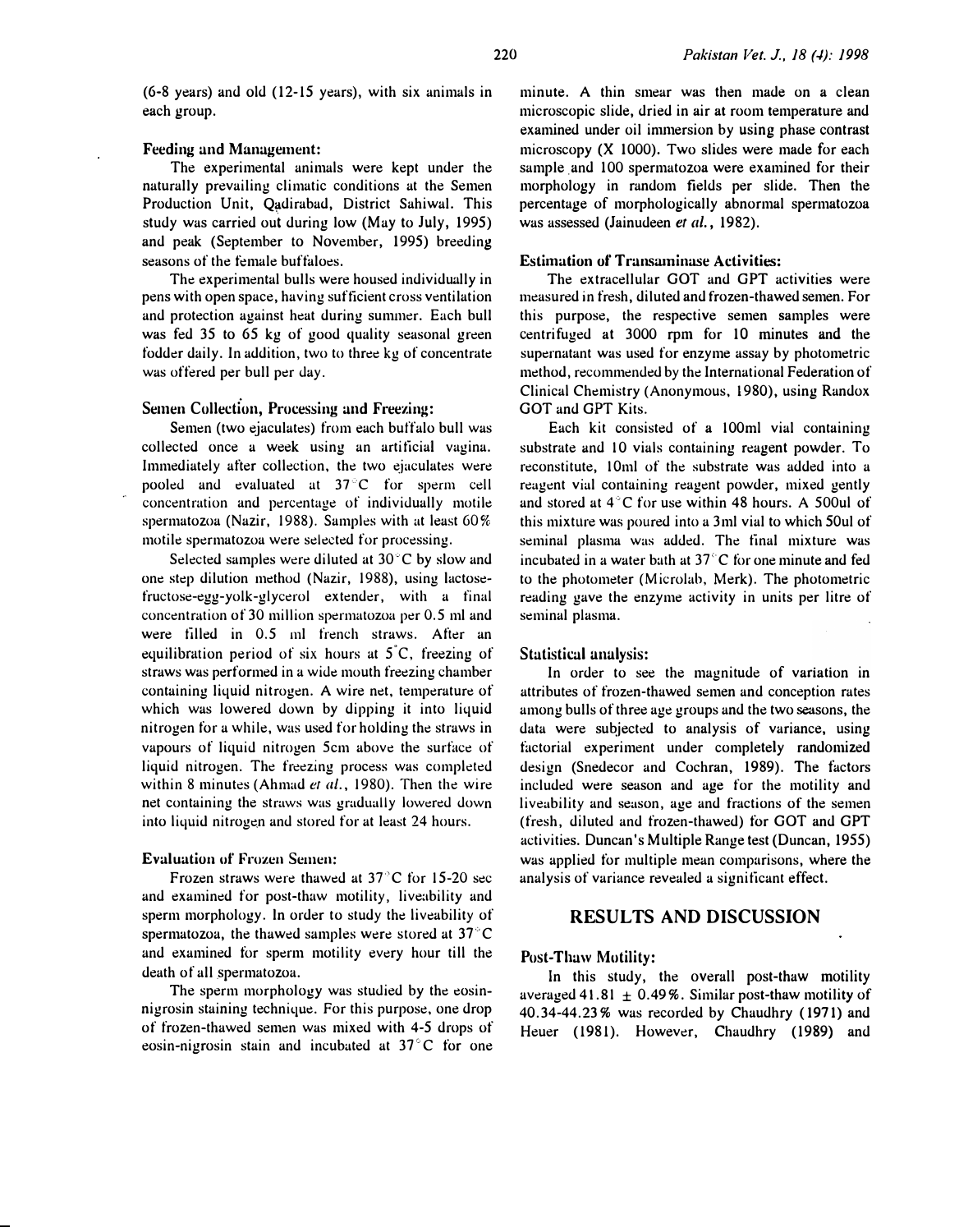(6-8 years) and old (12-15 years), with six animals in each group.

### Feeding and Management:

The experimental animals were kept under the naturally prevailing climatic conditions at the Semen Production Unit, Qadirabad, District Sahiwal. This study was carried out during low (May to July, 1995) and peak (September to November, 1995) breeding seasons of the female buffaloes.

The experimental bulls were housed individually in pens with open space, having sufficient cross ventilation and protection against heat during summer. Each bull was fed 35 to 65 kg of good quality seasonal green fodder daily. In addition, two to three kg of concentrate was offered per bull per day.

### Semen Collection, Processing and Freezing:

Semen (two ejaculates) from each buffalo bull was collected once a week using an artificial vagina. Immediately after collection, the two ejaculates were pooled and evaluated at 37°C for sperm cell concentration and percentage of individually motile spermatozoa (Nazir, 1988). Samples with at least 60% motile spermatozoa were selected for processing.

Selected samples were diluted at 30°C by slow and one step dilution method (Nazir, 1988), using lactose-fructose-egg-yolk-glycerol extender, with a final concentration of 30 million spermatozoa per 0.5 ml and were filled in 0.5 ml french straws. After an equilibration period of six hours at 5°C, freezing of straws was performed in a wide mouth freezing chamber containing liquid nitrogen. A wire net, temperature of which was lowered down by dipping it into liquid nitrogen for a while, was used for holding the straws in vapours of liquid nitrogen 5cm above the surface of liquid nitrogen. The freezing process was completed within 8 minutes (Ahmad *et al.*, 1980). Then the wire net containing the straws was gradually lowered down into liquid nitrogen and stored for at least 24 hours.

### Evaluation of Frozen Semen:

Frozen straws were thawed at 37°C for 15-20 sec and examined for post-thaw motility, liveability and sperm morphology. In order to study the liveability of spermatozoa, the thawed samples were stored at 37°C and examined for sperm motility every hour till the death of all spermatozoa.

The sperm morphology was studied by the eosin-nigrosin staining technique. For this purpose, one drop of frozen-thawed semen was mixed with 4-5 drops of eosin-nigrosin stain and incubated at 37°C for one minute. A thin smear was then made on a clean microscopic slide, dried in air at room temperature and examined under oil immersion by using phase contrast microscopy (X 1000). Two slides were made for each sample and 100 spermatozoa were examined for their morphology in random fields per slide. Then the percentage of morphologically abnormal spermatozoa was assessed (Jainudeen *et al.*, 1982).

### Estimation of Transaminase Activities:

The extracellular GOT and GPT activities were measured in fresh, diluted and frozen-thawed semen. For this purpose, the respective semen samples were centrifuged at 3000 rpm for 10 minutes and the supernatant was used for enzyme assay by photometric method, recommended by the International Federation of Clinical Chemistry (Anonymous, 1980), using Randox GOT and GPT Kits.

Each kit consisted of a 100ml vial containing substrate and 10 vials containing reagent powder. To reconstitute, 10ml of the substrate was added into a reagent vial containing reagent powder, mixed gently and stored at 4°C for use within 48 hours. A 500ul of this mixture was poured into a 3ml vial to which 50ul of seminal plasma was added. The final mixture was incubated in a water bath at 37°C for one minute and fed to the photometer (Microlab, Merk). The photometric reading gave the enzyme activity in units per litre of seminal plasma.

### Statistical analysis:

In order to see the magnitude of variation in attributes of frozen-thawed semen and conception rates among bulls of three age groups and the two seasons, the data were subjected to analysis of variance, using factorial experiment under completely randomized design (Snedecor and Cochran, 1989). The factors included were season and age for the motility and liveability and season, age and fractions of the semen (fresh, diluted and frozen-thawed) for GOT and GPT activities. Duncan's Multiple Range test (Duncan, 1955) was applied for multiple mean comparisons, where the analysis of variance revealed a significant effect.

## RESULTS AND DISCUSSION

### Post-Thaw Motility:

In this study, the overall post-thaw motility averaged 41.81 ± 0.49%. Similar post-thaw motility of 40.34-44.23% was recorded by Chaudhry (1971) and Heuer (1981). However, Chaudhry (1989) and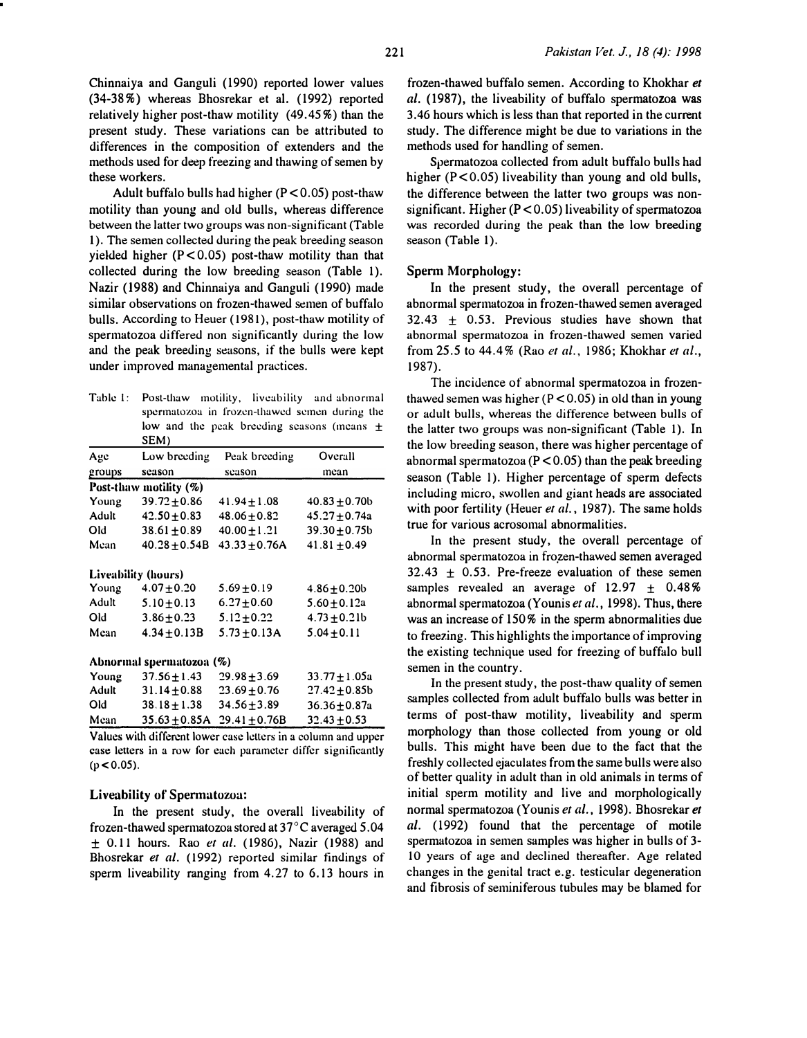Chinnaiya and Ganguli (1990) reported lower values (34-38%) whereas Bhosrekar et al. (1992) reported relatively higher post-thaw motility (49.45%) than the present study. These variations can be attributed to differences in the composition of extenders and the methods used for deep freezing and thawing of semen by these workers.

Adult buffalo bulls had higher ($P<0.05$) post-thaw motility than young and old bulls, whereas difference between the latter two groups was non-significant (Table 1). The semen collected during the peak breeding season yielded higher ($P<0.05$) post-thaw motility than that collected during the low breeding season (Table 1). Nazir (1988) and Chinnaiya and Ganguli (1990) made similar observations on frozen-thawed semen of buffalo bulls. According to Heuer (1981), post-thaw motility of spermatozoa differed non significantly during the low and the peak breeding seasons, if the bulls were kept under improved managemental practices.

Table 1: Post-thaw motility, liveability and abnormal spermatozoa in frozen-thawed semen during the low and the peak breeding seasons (means ± SEM)

| Age groups | Low breeding season | Peak breeding season | Overall mean |
|---|---|---|---|
| **Post-thaw motility (%)** | | | |
| Young | 39.72±0.86 | 41.94±1.08 | 40.83±0.70b |
| Adult | 42.50±0.83 | 48.06±0.82 | 45.27±0.74a |
| Old | 38.61±0.89 | 40.00±1.21 | 39.30±0.75b |
| Mean | 40.28±0.54B | 43.33±0.76A | 41.81±0.49 |
| **Liveability (hours)** | | | |
| Young | 4.07±0.20 | 5.69±0.19 | 4.86±0.20b |
| Adult | 5.10±0.13 | 6.27±0.60 | 5.60±0.12a |
| Old | 3.86±0.23 | 5.12±0.22 | 4.73±0.21b |
| Mean | 4.34±0.13B | 5.73±0.13A | 5.04±0.11 |
| **Abnormal spermatozoa (%)** | | | |
| Young | 37.56±1.43 | 29.98±3.69 | 33.77±1.05a |
| Adult | 31.14±0.88 | 23.69±0.76 | 27.42±0.85b |
| Old | 38.18±1.38 | 34.56±3.89 | 36.36±0.87a |
| Mean | 35.63±0.85A | 29.41±0.76B | 32.43±0.53 |

Values with different lower case letters in a column and upper case letters in a row for each parameter differ significantly ($p<0.05$).

### Liveability of Spermatozoa:

In the present study, the overall liveability of frozen-thawed spermatozoa stored at 37°C averaged 5.04 ± 0.11 hours. Rao *et al.* (1986), Nazir (1988) and Bhosrekar *et al.* (1992) reported similar findings of sperm liveability ranging from 4.27 to 6.13 hours in frozen-thawed buffalo semen. According to Khokhar *et al.* (1987), the liveability of buffalo spermatozoa was 3.46 hours which is less than that reported in the current study. The difference might be due to variations in the methods used for handling of semen.

Spermatozoa collected from adult buffalo bulls had higher ($P<0.05$) liveability than young and old bulls, the difference between the latter two groups was non-significant. Higher ($P<0.05$) liveability of spermatozoa was recorded during the peak than the low breeding season (Table 1).

### Sperm Morphology:

In the present study, the overall percentage of abnormal spermatozoa in frozen-thawed semen averaged 32.43 ± 0.53. Previous studies have shown that abnormal spermatozoa in frozen-thawed semen varied from 25.5 to 44.4% (Rao *et al.*, 1986; Khokhar *et al.*, 1987).

The incidence of abnormal spermatozoa in frozen-thawed semen was higher ($P<0.05$) in old than in young or adult bulls, whereas the difference between bulls of the latter two groups was non-significant (Table 1). In the low breeding season, there was higher percentage of abnormal spermatozoa ($P<0.05$) than the peak breeding season (Table 1). Higher percentage of sperm defects including micro, swollen and giant heads are associated with poor fertility (Heuer *et al.*, 1987). The same holds true for various acrosomal abnormalities.

In the present study, the overall percentage of abnormal spermatozoa in frozen-thawed semen averaged 32.43 ± 0.53. Pre-freeze evaluation of these semen samples revealed an average of 12.97 ± 0.48% abnormal spermatozoa (Younis *et al.*, 1998). Thus, there was an increase of 150% in the sperm abnormalities due to freezing. This highlights the importance of improving the existing technique used for freezing of buffalo bull semen in the country.

In the present study, the post-thaw quality of semen samples collected from adult buffalo bulls was better in terms of post-thaw motility, liveability and sperm morphology than those collected from young or old bulls. This might have been due to the fact that the freshly collected ejaculates from the same bulls were also of better quality in adult than in old animals in terms of initial sperm motility and live and morphologically normal spermatozoa (Younis *et al.*, 1998). Bhosrekar *et al.* (1992) found that the percentage of motile spermatozoa in semen samples was higher in bulls of 3-10 years of age and declined thereafter. Age related changes in the genital tract e.g. testicular degeneration and fibrosis of seminiferous tubules may be blamed for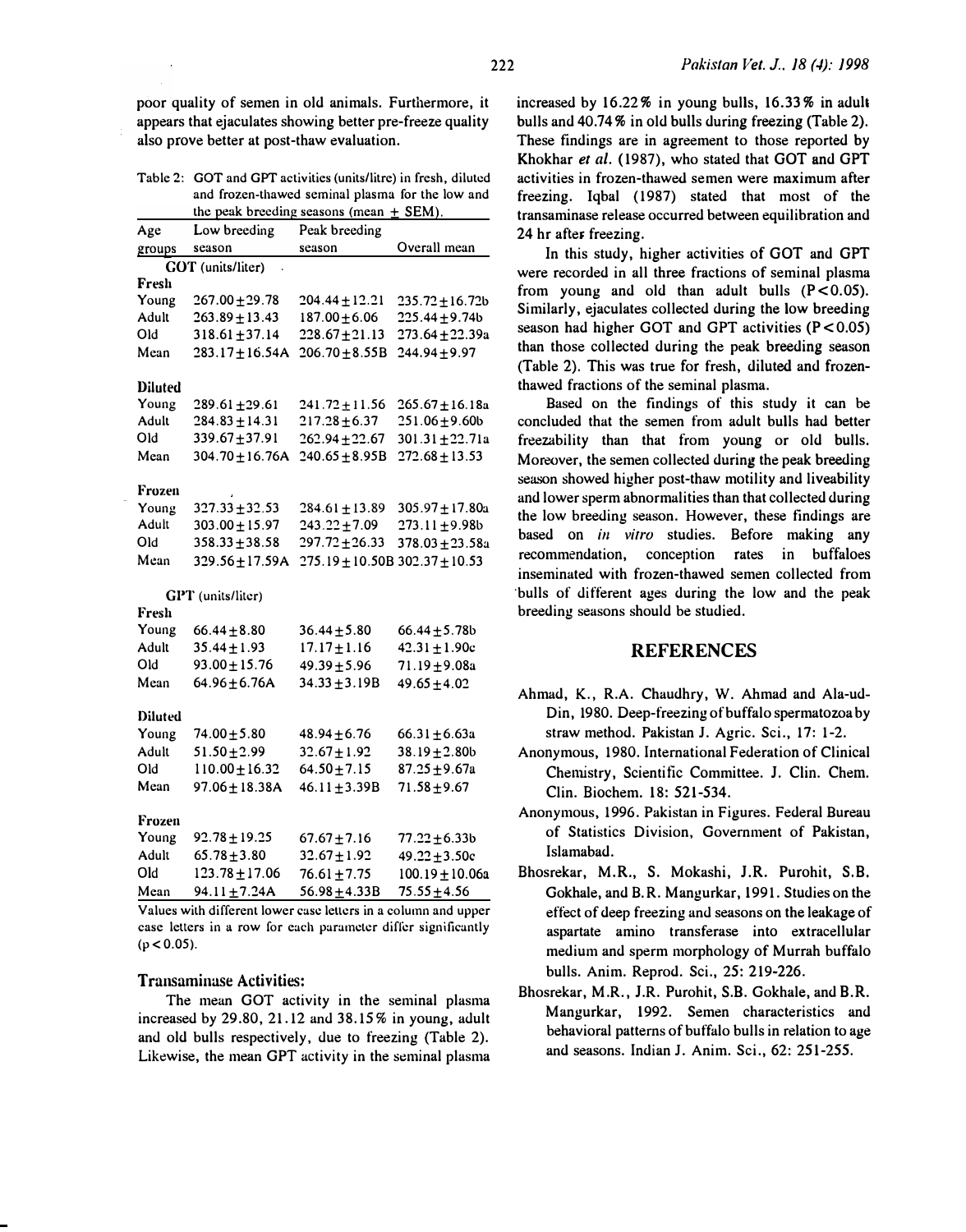poor quality of semen in old animals. Furthermore, it appears that ejaculates showing better pre-freeze quality also prove better at post-thaw evaluation.

Table 2: GOT and GPT activities (units/litre) in fresh, diluted and frozen-thawed seminal plasma for the low and the peak breeding seasons (mean ± SEM).

| Age groups | Low breeding season | Peak breeding season | Overall mean |
|---|---|---|---|
| **GOT (units/liter)** | | | |
| **Fresh** | | | |
| Young | 267.00±29.78 | 204.44±12.21 | 235.72±16.72b |
| Adult | 263.89±13.43 | 187.00±6.06 | 225.44±9.74b |
| Old | 318.61±37.14 | 228.67±21.13 | 273.64±22.39a |
| Mean | 283.17±16.54A | 206.70±8.55B | 244.94±9.97 |
| **Diluted** | | | |
| Young | 289.61±29.61 | 241.72±11.56 | 265.67±16.18a |
| Adult | 284.83±14.31 | 217.28±6.37 | 251.06±9.60b |
| Old | 339.67±37.91 | 262.94±22.67 | 301.31±22.71a |
| Mean | 304.70±16.76A | 240.65±8.95B | 272.68±13.53 |
| **Frozen** | | | |
| Young | 327.33±32.53 | 284.61±13.89 | 305.97±17.80a |
| Adult | 303.00±15.97 | 243.22±7.09 | 273.11±9.98b |
| Old | 358.33±38.58 | 297.72±26.33 | 378.03±23.58a |
| Mean | 329.56±17.59A | 275.19±10.50B | 302.37±10.53 |
| **GPT (units/liter)** | | | |
| **Fresh** | | | |
| Young | 66.44±8.80 | 36.44±5.80 | 66.44±5.78b |
| Adult | 35.44±1.93 | 17.17±1.16 | 42.31±1.90c |
| Old | 93.00±15.76 | 49.39±5.96 | 71.19±9.08a |
| Mean | 64.96±6.76A | 34.33±3.19B | 49.65±4.02 |
| **Diluted** | | | |
| Young | 74.00±5.80 | 48.94±6.76 | 66.31±6.63a |
| Adult | 51.50±2.99 | 32.67±1.92 | 38.19±2.80b |
| Old | 110.00±16.32 | 64.50±7.15 | 87.25±9.67a |
| Mean | 97.06±18.38A | 46.11±3.39B | 71.58±9.67 |
| **Frozen** | | | |
| Young | 92.78±19.25 | 67.67±7.16 | 77.22±6.33b |
| Adult | 65.78±3.80 | 32.67±1.92 | 49.22±3.50c |
| Old | 123.78±17.06 | 76.61±7.75 | 100.19±10.06a |
| Mean | 94.11±7.24A | 56.98±4.33B | 75.55±4.56 |

Values with different lower case letters in a column and upper case letters in a row for each parameter differ significantly ($p < 0.05$).

### Transaminase Activities:

The mean GOT activity in the seminal plasma increased by 29.80, 21.12 and 38.15% in young, adult and old bulls respectively, due to freezing (Table 2). Likewise, the mean GPT activity in the seminal plasma increased by 16.22% in young bulls, 16.33% in adult bulls and 40.74% in old bulls during freezing (Table 2). These findings are in agreement to those reported by Khokhar *et al.* (1987), who stated that GOT and GPT activities in frozen-thawed semen were maximum after freezing. Iqbal (1987) stated that most of the transaminase release occurred between equilibration and 24 hr after freezing.

In this study, higher activities of GOT and GPT were recorded in all three fractions of seminal plasma from young and old than adult bulls ($P<0.05$). Similarly, ejaculates collected during the low breeding season had higher GOT and GPT activities ($P<0.05$) than those collected during the peak breeding season (Table 2). This was true for fresh, diluted and frozen-thawed fractions of the seminal plasma.

Based on the findings of this study it can be concluded that the semen from adult bulls had better freezability than that from young or old bulls. Moreover, the semen collected during the peak breeding season showed higher post-thaw motility and liveability and lower sperm abnormalities than that collected during the low breeding season. However, these findings are based on *in vitro* studies. Before making any recommendation, conception rates in buffaloes inseminated with frozen-thawed semen collected from bulls of different ages during the low and the peak breeding seasons should be studied.

## REFERENCES

Ahmad, K., R.A. Chaudhry, W. Ahmad and Ala-ud-Din, 1980. Deep-freezing of buffalo spermatozoa by straw method. Pakistan J. Agric. Sci., 17: 1-2.

Anonymous, 1980. International Federation of Clinical Chemistry, Scientific Committee. J. Clin. Chem. Clin. Biochem. 18: 521-534.

Anonymous, 1996. Pakistan in Figures. Federal Bureau of Statistics Division, Government of Pakistan, Islamabad.

Bhosrekar, M.R., S. Mokashi, J.R. Purohit, S.B. Gokhale, and B.R. Mangurkar, 1991. Studies on the effect of deep freezing and seasons on the leakage of aspartate amino transferase into extracellular medium and sperm morphology of Murrah buffalo bulls. Anim. Reprod. Sci., 25: 219-226.

Bhosrekar, M.R., J.R. Purohit, S.B. Gokhale, and B.R. Mangurkar, 1992. Semen characteristics and behavioral patterns of buffalo bulls in relation to age and seasons. Indian J. Anim. Sci., 62: 251-255.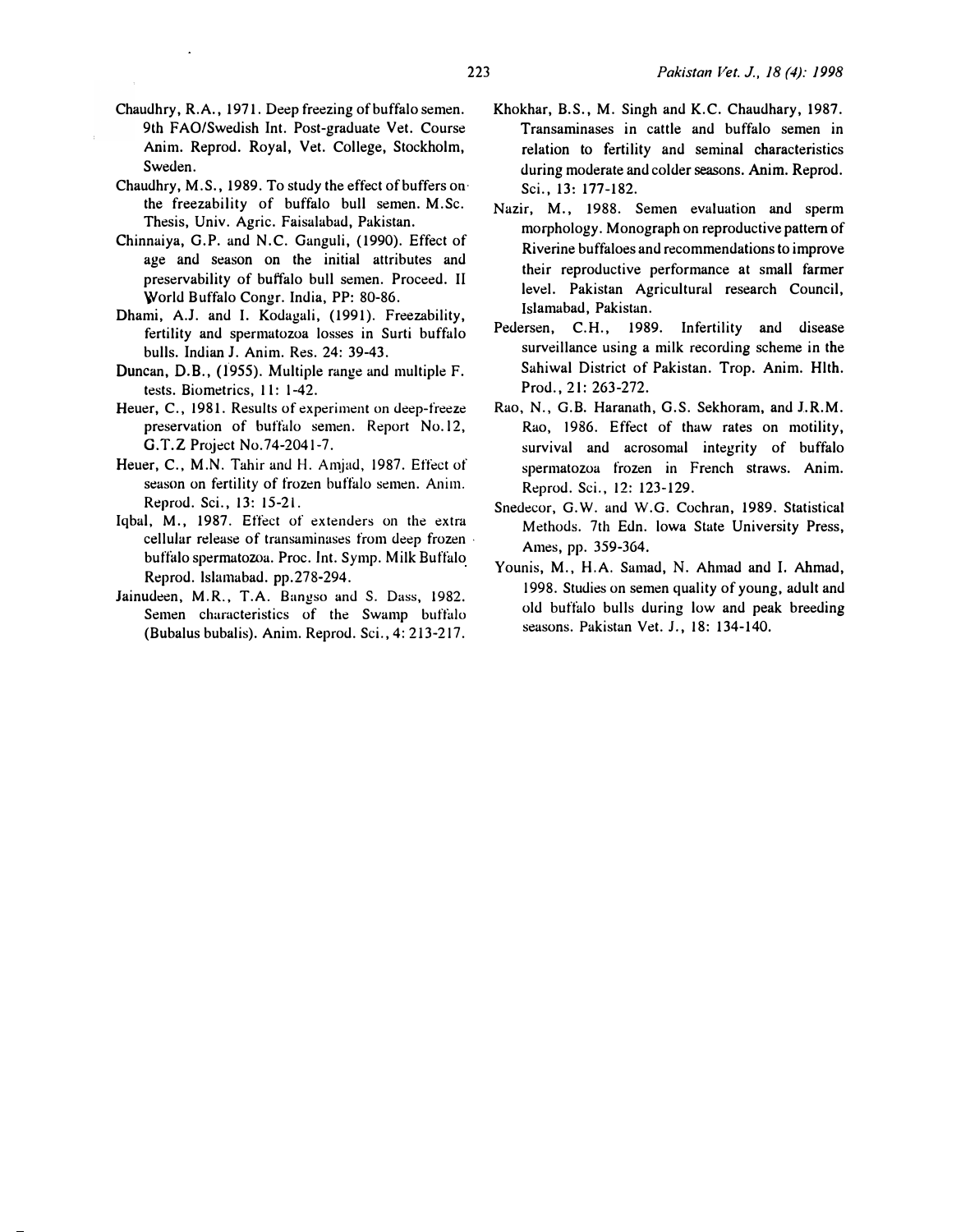Chaudhry, R.A., 1971. Deep freezing of buffalo semen. 9th FAO/Swedish Int. Post-graduate Vet. Course Anim. Reprod. Royal, Vet. College, Stockholm, Sweden.

Chaudhry, M.S., 1989. To study the effect of buffers on the freezability of buffalo bull semen. M.Sc. Thesis, Univ. Agric. Faisalabad, Pakistan.

Chinnaiya, G.P. and N.C. Ganguli, (1990). Effect of age and season on the initial attributes and preservability of buffalo bull semen. Proceed. II World Buffalo Congr. India, PP: 80-86.

Dhami, A.J. and I. Kodagali, (1991). Freezability, fertility and spermatozoa losses in Surti buffalo bulls. Indian J. Anim. Res. 24: 39-43.

Duncan, D.B., (1955). Multiple range and multiple F. tests. Biometrics, 11: 1-42.

Heuer, C., 1981. Results of experiment on deep-freeze preservation of buffalo semen. Report No.12, G.T.Z Project No.74-2041-7.

Heuer, C., M.N. Tahir and H. Amjad, 1987. Effect of season on fertility of frozen buffalo semen. Anim. Reprod. Sci., 13: 15-21.

Iqbal, M., 1987. Effect of extenders on the extra cellular release of transaminases from deep frozen buffalo spermatozoa. Proc. Int. Symp. Milk Buffalo Reprod. Islamabad. pp.278-294.

Jainudeen, M.R., T.A. Bangso and S. Dass, 1982. Semen characteristics of the Swamp buffalo (Bubalus bubalis). Anim. Reprod. Sci., 4: 213-217.

Khokhar, B.S., M. Singh and K.C. Chaudhary, 1987. Transaminases in cattle and buffalo semen in relation to fertility and seminal characteristics during moderate and colder seasons. Anim. Reprod. Sci., 13: 177-182.

Nazir, M., 1988. Semen evaluation and sperm morphology. Monograph on reproductive pattern of Riverine buffaloes and recommendations to improve their reproductive performance at small farmer level. Pakistan Agricultural research Council, Islamabad, Pakistan.

Pedersen, C.H., 1989. Infertility and disease surveillance using a milk recording scheme in the Sahiwal District of Pakistan. Trop. Anim. Hlth. Prod., 21: 263-272.

Rao, N., G.B. Haranath, G.S. Sekhoram, and J.R.M. Rao, 1986. Effect of thaw rates on motility, survival and acrosomal integrity of buffalo spermatozoa frozen in French straws. Anim. Reprod. Sci., 12: 123-129.

Snedecor, G.W. and W.G. Cochran, 1989. Statistical Methods. 7th Edn. Iowa State University Press, Ames, pp. 359-364.

Younis, M., H.A. Samad, N. Ahmad and I. Ahmad, 1998. Studies on semen quality of young, adult and old buffalo bulls during low and peak breeding seasons. Pakistan Vet. J., 18: 134-140.